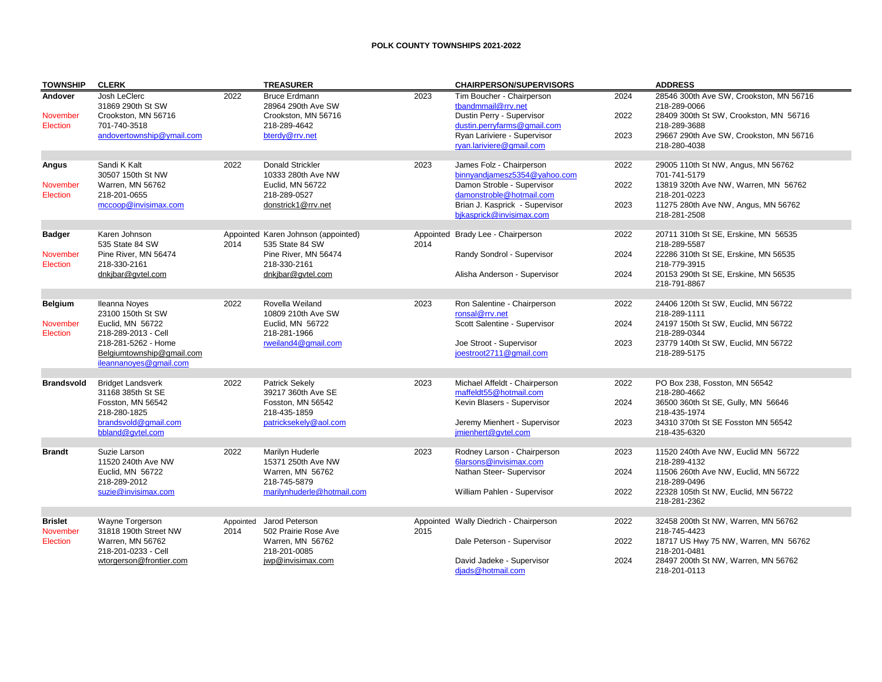# POLK COUNTY TOWNSHIPS 2021-2022

| TOWNSHIP | CLERK | | TREASURER | | CHAIRPERSON/SUPERVISORS | | ADDRESS |
|---|---|---|---|---|---|---|---|
| **Andover** November Election | Josh LeClerc 31869 290th St SW Crookston, MN 56716 701-740-3518 andovertownship@ymail.com | 2022 | Bruce Erdmann 28964 290th Ave SW Crookston, MN 56716 218-289-4642 bterdy@rrv.net | 2023 | Tim Boucher - Chairperson tbandmmail@rrv.net | 2024 | 28546 300th Ave SW, Crookston, MN 56716 218-289-0066 |
| | | | | | Dustin Perry - Supervisor dustin.perryfarms@gmail.com | 2022 | 28409 300th St SW, Crookston, MN 56716 218-289-3688 |
| | | | | | Ryan Lariviere - Supervisor ryan.lariviere@gmail.com | 2023 | 29667 290th Ave SW, Crookston, MN 56716 218-280-4038 |
| **Angus** November Election | Sandi K Kalt 30507 150th St NW Warren, MN 56762 218-201-0655 mccoop@invisimax.com | 2022 | Donald Strickler 10333 280th Ave NW Euclid, MN 56722 218-289-0527 donstrick1@rrv.net | 2023 | James Folz - Chairperson binnyandjamesz5354@yahoo.com | 2022 | 29005 110th St NW, Angus, MN 56762 701-741-5179 |
| | | | | | Damon Stroble - Supervisor damonstroble@hotmail.com | 2022 | 13819 320th Ave NW, Warren, MN 56762 218-201-0223 |
| | | | | | Brian J. Kasprick - Supervisor bjkasprick@invisimax.com | 2023 | 11275 280th Ave NW, Angus, MN 56762 218-281-2508 |
| **Badger** November Election | Karen Johnson 535 State 84 SW Pine River, MN 56474 218-330-2161 dnkjbar@gvtel.com | Appointed 2014 | Karen Johnson (appointed) 535 State 84 SW Pine River, MN 56474 218-330-2161 dnkjbar@gvtel.com | Appointed 2014 | Brady Lee - Chairperson | 2022 | 20711 310th St SE, Erskine, MN 56535 218-289-5587 |
| | | | | | Randy Sondrol - Supervisor | 2024 | 22286 310th St SE, Erskine, MN 56535 218-779-3915 |
| | | | | | Alisha Anderson - Supervisor | 2024 | 20153 290th St SE, Erskine, MN 56535 218-791-8867 |
| **Belgium** November Election | Ileanna Noyes 23100 150th St SW Euclid, MN 56722 218-289-2013 - Cell 218-281-5262 - Home Belgiumtownship@gmail.com ileannanoyes@gmail.com | 2022 | Rovella Weiland 10809 210th Ave SW Euclid, MN 56722 218-281-1966 rweiland4@gmail.com | 2023 | Ron Salentine - Chairperson ronsal@rrv.net | 2022 | 24406 120th St SW, Euclid, MN 56722 218-289-1111 |
| | | | | | Scott Salentine - Supervisor | 2024 | 24197 150th St SW, Euclid, MN 56722 218-289-0344 |
| | | | | | Joe Stroot - Supervisor joestroot2711@gmail.com | 2023 | 23779 140th St SW, Euclid, MN 56722 218-289-5175 |
| **Brandsvold** | Bridget Landsverk 31168 385th St SE Fosston, MN 56542 218-280-1825 brandsvold@gmail.com bbland@gvtel.com | 2022 | Patrick Sekely 39217 360th Ave SE Fosston, MN 56542 218-435-1859 patricksekely@aol.com | 2023 | Michael Affeldt - Chairperson maffeldt55@hotmail.com | 2022 | PO Box 238, Fosston, MN 56542 218-280-4662 |
| | | | | | Kevin Blasers - Supervisor | 2024 | 36500 360th St SE, Gully, MN 56646 218-435-1974 |
| | | | | | Jeremy Mienhert - Supervisor jmienhert@gvtel.com | 2023 | 34310 370th St SE Fosston MN 56542 218-435-6320 |
| **Brandt** | Suzie Larson 11520 240th Ave NW Euclid, MN 56722 218-289-2012 suzie@invisimax.com | 2022 | Marilyn Huderle 15371 250th Ave NW Warren, MN 56762 218-745-5879 marilynhuderle@hotmail.com | 2023 | Rodney Larson - Chairperson 6larsons@invisimax.com | 2023 | 11520 240th Ave NW, Euclid MN 56722 218-289-4132 |
| | | | | | Nathan Steer- Supervisor | 2024 | 11506 260th Ave NW, Euclid, MN 56722 218-289-0496 |
| | | | | | William Pahlen - Supervisor | 2022 | 22328 105th St NW, Euclid, MN 56722 218-281-2362 |
| **Brislet** November Election | Wayne Torgerson 31818 190th Street NW Warren, MN 56762 218-201-0233 - Cell wtorgerson@frontier.com | Appointed 2014 | Jarod Peterson 502 Prairie Rose Ave Warren, MN 56762 218-201-0085 jwp@invisimax.com | Appointed 2015 | Wally Diedrich - Chairperson | 2022 | 32458 200th St NW, Warren, MN 56762 218-745-4423 |
| | | | | | Dale Peterson - Supervisor | 2022 | 18717 US Hwy 75 NW, Warren, MN 56762 218-201-0481 |
| | | | | | David Jadeke - Supervisor djads@hotmail.com | 2024 | 28497 200th St NW, Warren, MN 56762 218-201-0113 |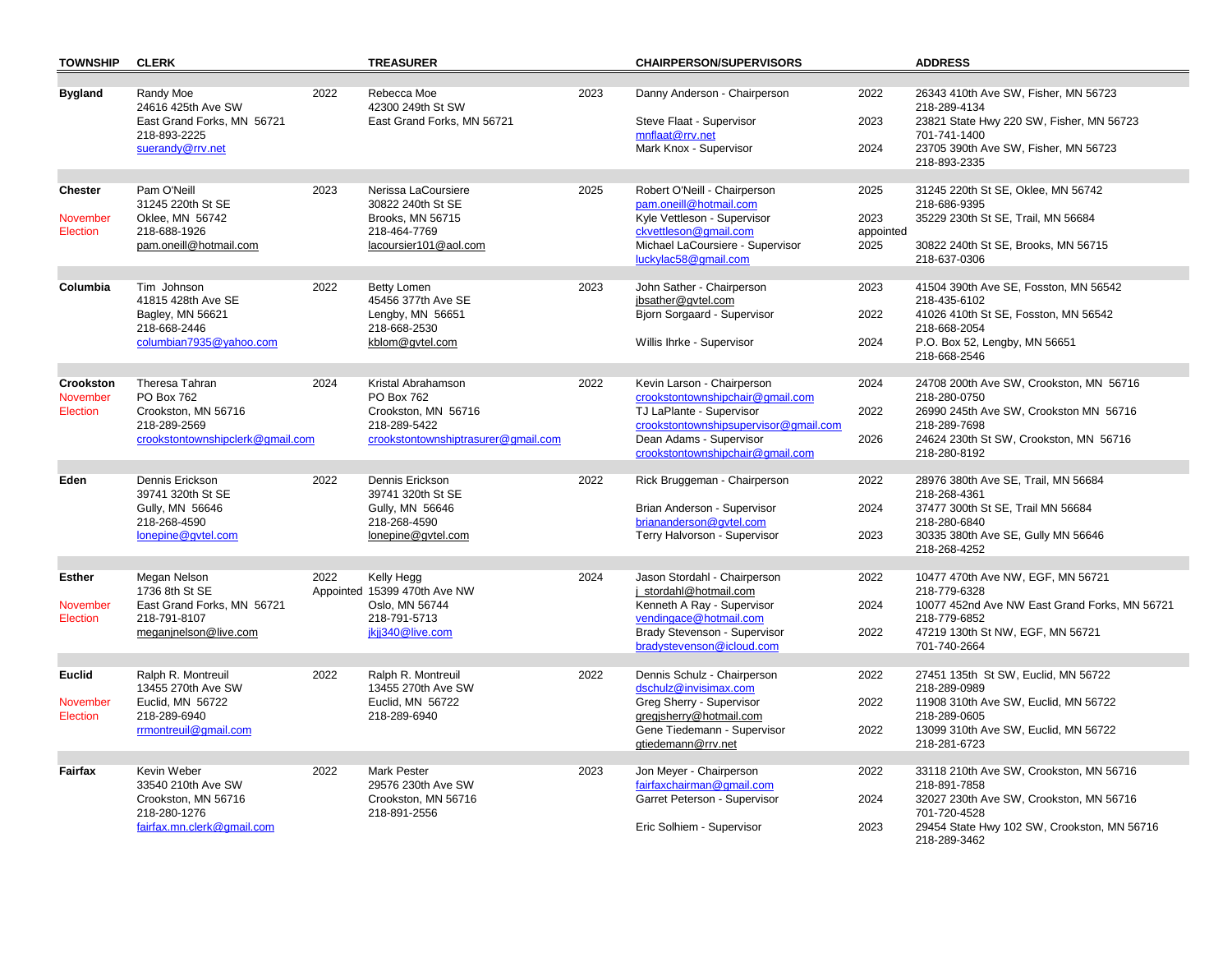| TOWNSHIP | CLERK | | TREASURER | | CHAIRPERSON/SUPERVISORS | | ADDRESS |
|---|---|---|---|---|---|---|---|
| **Bygland** | Randy Moe<br>24616 425th Ave SW<br>East Grand Forks, MN 56721<br>218-893-2225<br>suerandy@rrv.net | 2022 | Rebecca Moe<br>42300 249th St SW<br>East Grand Forks, MN 56721 | 2023 | Danny Anderson - Chairperson | 2022 | 26343 410th Ave SW, Fisher, MN 56723<br>218-289-4134 |
| | | | | | Steve Flaat - Supervisor<br>mnflaat@rrv.net | 2023 | 23821 State Hwy 220 SW, Fisher, MN 56723<br>701-741-1400 |
| | | | | | Mark Knox - Supervisor | 2024 | 23705 390th Ave SW, Fisher, MN 56723<br>218-893-2335 |
| **Chester**<br>November Election | Pam O'Neill<br>31245 220th St SE<br>Oklee, MN 56742<br>218-688-1926<br>pam.oneill@hotmail.com | 2023 | Nerissa LaCoursiere<br>30822 240th St SE<br>Brooks, MN 56715<br>218-464-7769<br>lacoursier101@aol.com | 2025 | Robert O'Neill - Chairperson<br>pam.oneill@hotmail.com | 2025 | 31245 220th St SE, Oklee, MN 56742<br>218-686-9395 |
| | | | | | Kyle Vettleson - Supervisor<br>ckvettleson@gmail.com | 2023 appointed | 35229 230th St SE, Trail, MN 56684 |
| | | | | | Michael LaCoursiere - Supervisor<br>luckylac58@gmail.com | 2025 | 30822 240th St SE, Brooks, MN 56715<br>218-637-0306 |
| **Columbia** | Tim Johnson<br>41815 428th Ave SE<br>Bagley, MN 56621<br>218-668-2446<br>columbian7935@yahoo.com | 2022 | Betty Lomen<br>45456 377th Ave SE<br>Lengby, MN 56651<br>218-668-2530<br>kblom@gvtel.com | 2023 | John Sather - Chairperson<br>jbsather@gvtel.com | 2023 | 41504 390th Ave SE, Fosston, MN 56542<br>218-435-6102 |
| | | | | | Bjorn Sorgaard - Supervisor | 2022 | 41026 410th St SE, Fosston, MN 56542<br>218-668-2054 |
| | | | | | Willis Ihrke - Supervisor | 2024 | P.O. Box 52, Lengby, MN 56651<br>218-668-2546 |
| **Crookston**<br>November Election | Theresa Tahran<br>PO Box 762<br>Crookston, MN 56716<br>218-289-2569<br>crookstontownshipclerk@gmail.com | 2024 | Kristal Abrahamson<br>PO Box 762<br>Crookston, MN 56716<br>218-289-5422<br>crookstontownshiptrasurer@gmail.com | 2022 | Kevin Larson - Chairperson<br>crookstontownshipchair@gmail.com | 2024 | 24708 200th Ave SW, Crookston, MN 56716<br>218-280-0750 |
| | | | | | TJ LaPlante - Supervisor<br>crookstontownshipsupervisor@gmail.com | 2022 | 26990 245th Ave SW, Crookston MN 56716<br>218-289-7698 |
| | | | | | Dean Adams - Supervisor<br>crookstontownshipchair@gmail.com | 2026 | 24624 230th St SW, Crookston, MN 56716<br>218-280-8192 |
| **Eden** | Dennis Erickson<br>39741 320th St SE<br>Gully, MN 56646<br>218-268-4590<br>lonepine@gvtel.com | 2022 | Dennis Erickson<br>39741 320th St SE<br>Gully, MN 56646<br>218-268-4590<br>lonepine@gvtel.com | 2022 | Rick Bruggeman - Chairperson | 2022 | 28976 380th Ave SE, Trail, MN 56684<br>218-268-4361 |
| | | | | | Brian Anderson - Supervisor<br>briananderson@gvtel.com | 2024 | 37477 300th St SE, Trail MN 56684<br>218-280-6840 |
| | | | | | Terry Halvorson - Supervisor | 2023 | 30335 380th Ave SE, Gully MN 56646<br>218-268-4252 |
| **Esther**<br>November Election | Megan Nelson<br>1736 8th St SE<br>East Grand Forks, MN 56721<br>218-791-8107<br>meganjnelson@live.com | 2022 Appointed | Kelly Hegg<br>15399 470th Ave NW<br>Oslo, MN 56744<br>218-791-5713<br>jkjj340@live.com | 2024 | Jason Stordahl - Chairperson<br>j_stordahl@hotmail.com | 2022 | 10477 470th Ave NW, EGF, MN 56721<br>218-779-6328 |
| | | | | | Kenneth A Ray - Supervisor<br>vendingace@hotmail.com | 2024 | 10077 452nd Ave NW East Grand Forks, MN 56721<br>218-779-6852 |
| | | | | | Brady Stevenson - Supervisor<br>bradystevenson@icloud.com | 2022 | 47219 130th St NW, EGF, MN 56721<br>701-740-2664 |
| **Euclid**<br>November Election | Ralph R. Montreuil<br>13455 270th Ave SW<br>Euclid, MN 56722<br>218-289-6940<br>rrmontreuil@gmail.com | 2022 | Ralph R. Montreuil<br>13455 270th Ave SW<br>Euclid, MN 56722<br>218-289-6940 | 2022 | Dennis Schulz - Chairperson<br>dschulz@invisimax.com | 2022 | 27451 135th St SW, Euclid, MN 56722<br>218-289-0989 |
| | | | | | Greg Sherry - Supervisor<br>gregjsherry@hotmail.com | 2022 | 11908 310th Ave SW, Euclid, MN 56722<br>218-289-0605 |
| | | | | | Gene Tiedemann - Supervisor<br>gtiedemann@rrv.net | 2022 | 13099 310th Ave SW, Euclid, MN 56722<br>218-281-6723 |
| **Fairfax** | Kevin Weber<br>33540 210th Ave SW<br>Crookston, MN 56716<br>218-280-1276<br>fairfax.mn.clerk@gmail.com | 2022 | Mark Pester<br>29576 230th Ave SW<br>Crookston, MN 56716<br>218-891-2556 | 2023 | Jon Meyer - Chairperson<br>fairfaxchairman@gmail.com | 2022 | 33118 210th Ave SW, Crookston, MN 56716<br>218-891-7858 |
| | | | | | Garret Peterson - Supervisor | 2024 | 32027 230th Ave SW, Crookston, MN 56716<br>701-720-4528 |
| | | | | | Eric Solhiem - Supervisor | 2023 | 29454 State Hwy 102 SW, Crookston, MN 56716<br>218-289-3462 |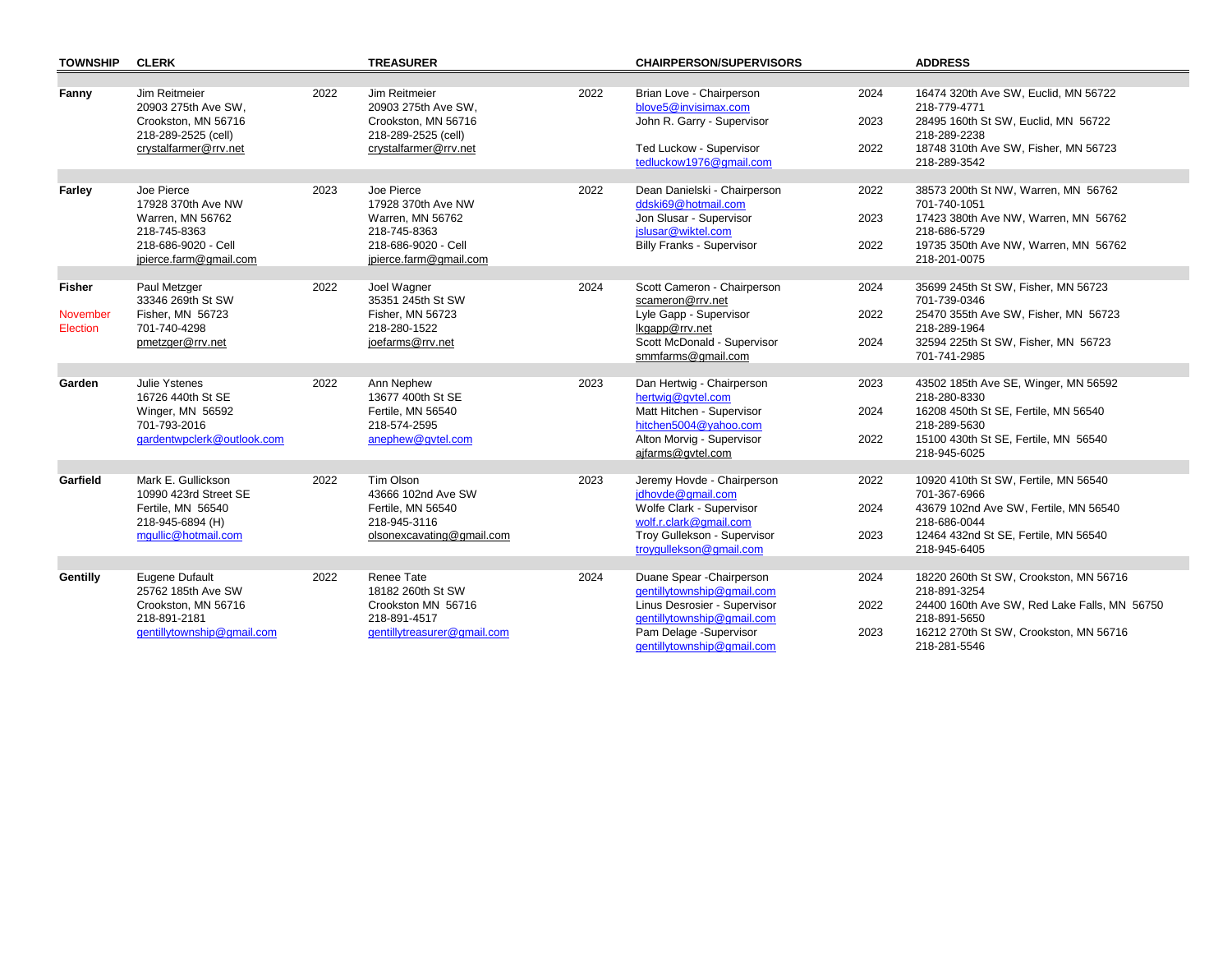| TOWNSHIP | CLERK | | TREASURER | | CHAIRPERSON/SUPERVISORS | | ADDRESS |
|---|---|---|---|---|---|---|---|
| **Fanny** | Jim Reitmeier<br>20903 275th Ave SW,<br>Crookston, MN 56716<br>218-289-2525 (cell)<br>crystalfarmer@rrv.net | 2022 | Jim Reitmeier<br>20903 275th Ave SW,<br>Crookston, MN 56716<br>218-289-2525 (cell)<br>crystalfarmer@rrv.net | 2022 | Brian Love - Chairperson<br>blove5@invisimax.com | 2024 | 16474 320th Ave SW, Euclid, MN 56722<br>218-779-4771 |
| | | | | | John R. Garry - Supervisor | 2023 | 28495 160th St SW, Euclid, MN 56722<br>218-289-2238 |
| | | | | | Ted Luckow - Supervisor<br>tedluckow1976@gmail.com | 2022 | 18748 310th Ave SW, Fisher, MN 56723<br>218-289-3542 |
| **Farley** | Joe Pierce<br>17928 370th Ave NW<br>Warren, MN 56762<br>218-745-8363<br>218-686-9020 - Cell<br>jpierce.farm@gmail.com | 2023 | Joe Pierce<br>17928 370th Ave NW<br>Warren, MN 56762<br>218-745-8363<br>218-686-9020 - Cell<br>jpierce.farm@gmail.com | 2022 | Dean Danielski - Chairperson<br>ddski69@hotmail.com | 2022 | 38573 200th St NW, Warren, MN 56762<br>701-740-1051 |
| | | | | | Jon Slusar - Supervisor<br>jslusar@wiktel.com | 2023 | 17423 380th Ave NW, Warren, MN 56762<br>218-686-5729 |
| | | | | | Billy Franks - Supervisor | 2022 | 19735 350th Ave NW, Warren, MN 56762<br>218-201-0075 |
| **Fisher**<br>November Election | Paul Metzger<br>33346 269th St SW<br>Fisher, MN 56723<br>701-740-4298<br>pmetzger@rrv.net | 2022 | Joel Wagner<br>35351 245th St SW<br>Fisher, MN 56723<br>218-280-1522<br>joefarms@rrv.net | 2024 | Scott Cameron - Chairperson<br>scameron@rrv.net | 2024 | 35699 245th St SW, Fisher, MN 56723<br>701-739-0346 |
| | | | | | Lyle Gapp - Supervisor<br>lkgapp@rrv.net | 2022 | 25470 355th Ave SW, Fisher, MN 56723<br>218-289-1964 |
| | | | | | Scott McDonald - Supervisor<br>smmfarms@gmail.com | 2024 | 32594 225th St SW, Fisher, MN 56723<br>701-741-2985 |
| **Garden** | Julie Ystenes<br>16726 440th St SE<br>Winger, MN 56592<br>701-793-2016<br>gardentwpclerk@outlook.com | 2022 | Ann Nephew<br>13677 400th St SE<br>Fertile, MN 56540<br>218-574-2595<br>anephew@gvtel.com | 2023 | Dan Hertwig - Chairperson<br>hertwig@gvtel.com | 2023 | 43502 185th Ave SE, Winger, MN 56592<br>218-280-8330 |
| | | | | | Matt Hitchen - Supervisor<br>hitchen5004@yahoo.com | 2024 | 16208 450th St SE, Fertile, MN 56540<br>218-289-5630 |
| | | | | | Alton Morvig - Supervisor<br>ajfarms@gvtel.com | 2022 | 15100 430th St SE, Fertile, MN 56540<br>218-945-6025 |
| **Garfield** | Mark E. Gullickson<br>10990 423rd Street SE<br>Fertile, MN 56540<br>218-945-6894 (H)<br>mgullic@hotmail.com | 2022 | Tim Olson<br>43666 102nd Ave SW<br>Fertile, MN 56540<br>218-945-3116<br>olsonexcavating@gmail.com | 2023 | Jeremy Hovde - Chairperson<br>jdhovde@gmail.com | 2022 | 10920 410th St SW, Fertile, MN 56540<br>701-367-6966 |
| | | | | | Wolfe Clark - Supervisor<br>wolf.r.clark@gmail.com | 2024 | 43679 102nd Ave SW, Fertile, MN 56540<br>218-686-0044 |
| | | | | | Troy Gullekson - Supervisor<br>troygullekson@gmail.com | 2023 | 12464 432nd St SE, Fertile, MN 56540<br>218-945-6405 |
| **Gentilly** | Eugene Dufault<br>25762 185th Ave SW<br>Crookston, MN 56716<br>218-891-2181<br>gentillytownship@gmail.com | 2022 | Renee Tate<br>18182 260th St SW<br>Crookston MN 56716<br>218-891-4517<br>gentillytreasurer@gmail.com | 2024 | Duane Spear -Chairperson<br>gentillytownship@gmail.com | 2024 | 18220 260th St SW, Crookston, MN 56716<br>218-891-3254 |
| | | | | | Linus Desrosier - Supervisor<br>gentillytownship@gmail.com | 2022 | 24400 160th Ave SW, Red Lake Falls, MN 56750<br>218-891-5650 |
| | | | | | Pam Delage -Supervisor<br>gentillytownship@gmail.com | 2023 | 16212 270th St SW, Crookston, MN 56716<br>218-281-5546 |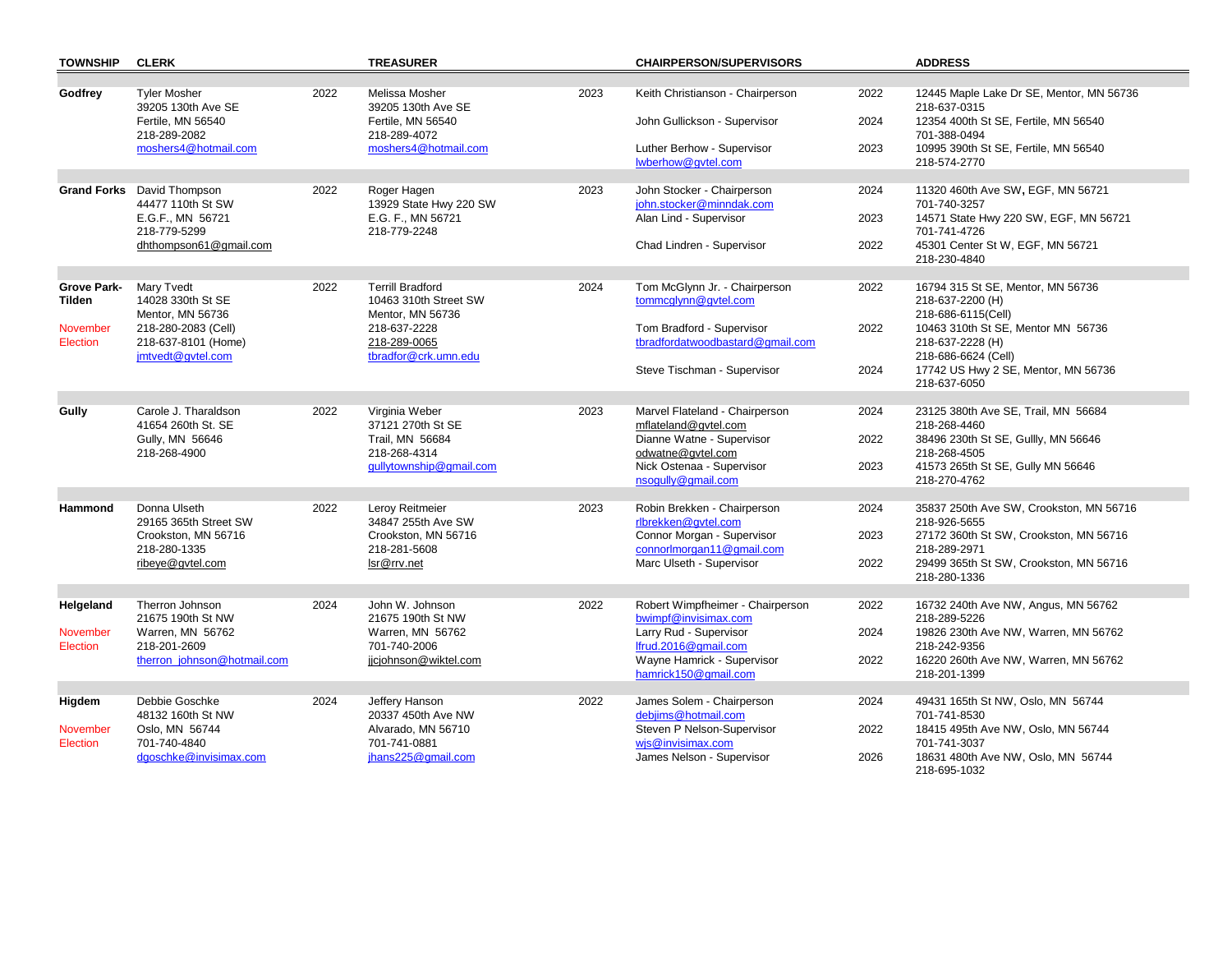| TOWNSHIP | CLERK | | TREASURER | | CHAIRPERSON/SUPERVISORS | | ADDRESS |
|---|---|---|---|---|---|---|---|
| **Godfrey** | Tyler Mosher<br>39205 130th Ave SE<br>Fertile, MN 56540<br>218-289-2082<br>moshers4@hotmail.com | 2022 | Melissa Mosher<br>39205 130th Ave SE<br>Fertile, MN 56540<br>218-289-4072<br>moshers4@hotmail.com | 2023 | Keith Christianson - Chairperson | 2022 | 12445 Maple Lake Dr SE, Mentor, MN 56736<br>218-637-0315 |
| | | | | | John Gullickson - Supervisor | 2024 | 12354 400th St SE, Fertile, MN 56540<br>701-388-0494 |
| | | | | | Luther Berhow - Supervisor<br>lwberhow@gvtel.com | 2023 | 10995 390th St SE, Fertile, MN 56540<br>218-574-2770 |
| **Grand Forks** | David Thompson<br>44477 110th St SW<br>E.G.F., MN 56721<br>218-779-5299<br>dhthompson61@gmail.com | 2022 | Roger Hagen<br>13929 State Hwy 220 SW<br>E.G. F., MN 56721<br>218-779-2248 | 2023 | John Stocker - Chairperson<br>john.stocker@minndak.com | 2024 | 11320 460th Ave SW**,** EGF, MN 56721<br>701-740-3257 |
| | | | | | Alan Lind - Supervisor | 2023 | 14571 State Hwy 220 SW, EGF, MN 56721<br>701-741-4726 |
| | | | | | Chad Lindren - Supervisor | 2022 | 45301 Center St W, EGF, MN 56721<br>218-230-4840 |
| **Grove Park-Tilden**<br>November Election | Mary Tvedt<br>14028 330th St SE<br>Mentor, MN 56736<br>218-280-2083 (Cell)<br>218-637-8101 (Home)<br>jmtvedt@gvtel.com | 2022 | Terrill Bradford<br>10463 310th Street SW<br>Mentor, MN 56736<br>218-637-2228<br>218-289-0065<br>tbradfor@crk.umn.edu | 2024 | Tom McGlynn Jr. - Chairperson<br>tommcglynn@gvtel.com | 2022 | 16794 315 St SE, Mentor, MN 56736<br>218-637-2200 (H)<br>218-686-6115(Cell) |
| | | | | | Tom Bradford - Supervisor<br>tbradfordatwoodbastard@gmail.com | 2022 | 10463 310th St SE, Mentor MN 56736<br>218-637-2228 (H)<br>218-686-6624 (Cell) |
| | | | | | Steve Tischman - Supervisor | 2024 | 17742 US Hwy 2 SE, Mentor, MN 56736<br>218-637-6050 |
| **Gully** | Carole J. Tharaldson<br>41654 260th St. SE<br>Gully, MN 56646<br>218-268-4900 | 2022 | Virginia Weber<br>37121 270th St SE<br>Trail, MN 56684<br>218-268-4314<br>gullytownship@gmail.com | 2023 | Marvel Flateland - Chairperson<br>mflateland@gvtel.com | 2024 | 23125 380th Ave SE, Trail, MN 56684<br>218-268-4460 |
| | | | | | Dianne Watne - Supervisor<br>odwatne@gvtel.com | 2022 | 38496 230th St SE, Gullly, MN 56646<br>218-268-4505 |
| | | | | | Nick Ostenaa - Supervisor<br>nsogully@gmail.com | 2023 | 41573 265th St SE, Gully MN 56646<br>218-270-4762 |
| **Hammond** | Donna Ulseth<br>29165 365th Street SW<br>Crookston, MN 56716<br>218-280-1335<br>ribeye@gvtel.com | 2022 | Leroy Reitmeier<br>34847 255th Ave SW<br>Crookston, MN 56716<br>218-281-5608<br>lsr@rrv.net | 2023 | Robin Brekken - Chairperson<br>rlbrekken@gvtel.com | 2024 | 35837 250th Ave SW, Crookston, MN 56716<br>218-926-5655 |
| | | | | | Connor Morgan - Supervisor<br>connorlmorgan11@gmail.com | 2023 | 27172 360th St SW, Crookston, MN 56716<br>218-289-2971 |
| | | | | | Marc Ulseth - Supervisor | 2022 | 29499 365th St SW, Crookston, MN 56716<br>218-280-1336 |
| **Helgeland**<br>November Election | Therron Johnson<br>21675 190th St NW<br>Warren, MN 56762<br>218-201-2609<br>therron_johnson@hotmail.com | 2024 | John W. Johnson<br>21675 190th St NW<br>Warren, MN 56762<br>701-740-2006<br>jjcjohnson@wiktel.com | 2022 | Robert Wimpfheimer - Chairperson<br>bwimpf@invisimax.com | 2022 | 16732 240th Ave NW, Angus, MN 56762<br>218-289-5226 |
| | | | | | Larry Rud - Supervisor<br>lfrud.2016@gmail.com | 2024 | 19826 230th Ave NW, Warren, MN 56762<br>218-242-9356 |
| | | | | | Wayne Hamrick - Supervisor<br>hamrick150@gmail.com | 2022 | 16220 260th Ave NW, Warren, MN 56762<br>218-201-1399 |
| **Higdem**<br>November Election | Debbie Goschke<br>48132 160th St NW<br>Oslo, MN 56744<br>701-740-4840<br>dgoschke@invisimax.com | 2024 | Jeffery Hanson<br>20337 450th Ave NW<br>Alvarado, MN 56710<br>701-741-0881<br>jhans225@gmail.com | 2022 | James Solem - Chairperson<br>debjims@hotmail.com | 2024 | 49431 165th St NW, Oslo, MN 56744<br>701-741-8530 |
| | | | | | Steven P Nelson-Supervisor<br>wjs@invisimax.com | 2022 | 18415 495th Ave NW, Oslo, MN 56744<br>701-741-3037 |
| | | | | | James Nelson - Supervisor | 2026 | 18631 480th Ave NW, Oslo, MN 56744<br>218-695-1032 |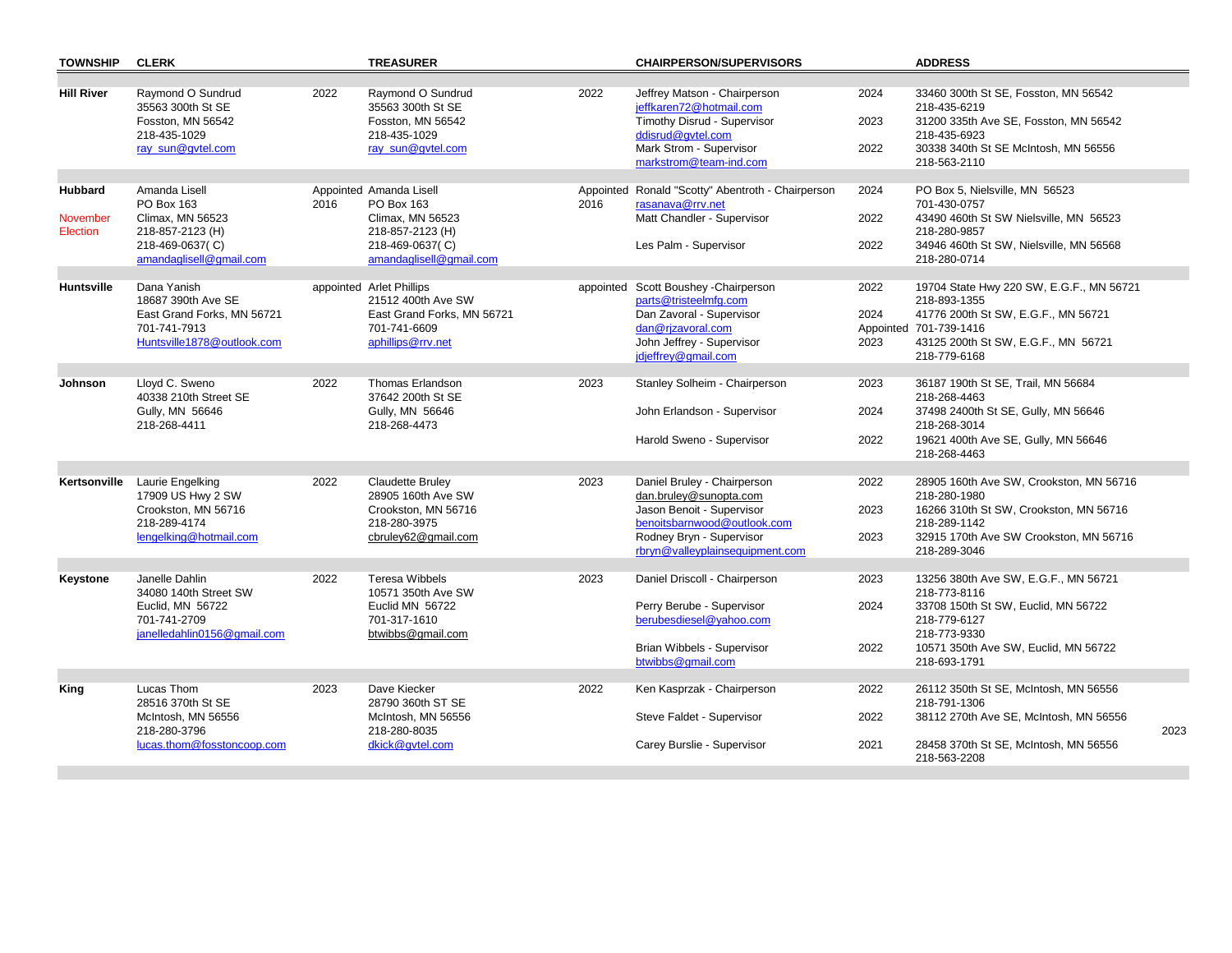| TOWNSHIP | CLERK | | TREASURER | | CHAIRPERSON/SUPERVISORS | | ADDRESS |
|---|---|---|---|---|---|---|---|
| **Hill River** | Raymond O Sundrud<br>35563 300th St SE<br>Fosston, MN 56542<br>218-435-1029<br>ray_sun@gvtel.com | 2022 | Raymond O Sundrud<br>35563 300th St SE<br>Fosston, MN 56542<br>218-435-1029<br>ray_sun@gvtel.com | 2022 | Jeffrey Matson - Chairperson<br>jeffkaren72@hotmail.com | 2024 | 33460 300th St SE, Fosston, MN 56542<br>218-435-6219 |
| | | | | | Timothy Disrud - Supervisor<br>ddisrud@gvtel.com | 2023 | 31200 335th Ave SE, Fosston, MN 56542<br>218-435-6923 |
| | | | | | Mark Strom - Supervisor<br>markstrom@team-ind.com | 2022 | 30338 340th St SE McIntosh, MN 56556<br>218-563-2110 |
| **Hubbard**<br>November Election | Amanda Lisell<br>PO Box 163<br>Climax, MN 56523<br>218-857-2123 (H)<br>218-469-0637( C)<br>amandaglisell@gmail.com | Appointed<br>2016 | Amanda Lisell<br>PO Box 163<br>Climax, MN 56523<br>218-857-2123 (H)<br>218-469-0637( C)<br>amandaglisell@gmail.com | Appointed<br>2016 | Ronald "Scotty" Abentroth - Chairperson<br>rasanava@rrv.net | 2024 | PO Box 5, Nielsville, MN 56523<br>701-430-0757 |
| | | | | | Matt Chandler - Supervisor | 2022 | 43490 460th St SW Nielsville, MN 56523<br>218-280-9857 |
| | | | | | Les Palm - Supervisor | 2022 | 34946 460th St SW, Nielsville, MN 56568<br>218-280-0714 |
| **Huntsville** | Dana Yanish<br>18687 390th Ave SE<br>East Grand Forks, MN 56721<br>701-741-7913<br>Huntsville1878@outlook.com | appointed | Arlet Phillips<br>21512 400th Ave SW<br>East Grand Forks, MN 56721<br>701-741-6609<br>aphillips@rrv.net | appointed | Scott Boushey -Chairperson<br>parts@tristeelmfg.com | 2022 | 19704 State Hwy 220 SW, E.G.F., MN 56721<br>218-893-1355 |
| | | | | | Dan Zavoral - Supervisor<br>dan@rjzavoral.com | 2024<br>Appointed | 41776 200th St SW, E.G.F., MN 56721<br>701-739-1416 |
| | | | | | John Jeffrey - Supervisor<br>jdjeffrey@gmail.com | 2023 | 43125 200th St SW, E.G.F., MN 56721<br>218-779-6168 |
| **Johnson** | Lloyd C. Sweno<br>40338 210th Street SE<br>Gully, MN 56646<br>218-268-4411 | 2022 | Thomas Erlandson<br>37642 200th St SE<br>Gully, MN 56646<br>218-268-4473 | 2023 | Stanley Solheim - Chairperson | 2023 | 36187 190th St SE, Trail, MN 56684<br>218-268-4463 |
| | | | | | John Erlandson - Supervisor | 2024 | 37498 2400th St SE, Gully, MN 56646<br>218-268-3014 |
| | | | | | Harold Sweno - Supervisor | 2022 | 19621 400th Ave SE, Gully, MN 56646<br>218-268-4463 |
| **Kertsonville** | Laurie Engelking<br>17909 US Hwy 2 SW<br>Crookston, MN 56716<br>218-289-4174<br>lengelking@hotmail.com | 2022 | Claudette Bruley<br>28905 160th Ave SW<br>Crookston, MN 56716<br>218-280-3975<br>cbruley62@gmail.com | 2023 | Daniel Bruley - Chairperson<br>dan.bruley@sunopta.com | 2022 | 28905 160th Ave SW, Crookston, MN 56716<br>218-280-1980 |
| | | | | | Jason Benoit - Supervisor<br>benoitsbarnwood@outlook.com | 2023 | 16266 310th St SW, Crookston, MN 56716<br>218-289-1142 |
| | | | | | Rodney Bryn - Supervisor<br>rbryn@valleyplainsequipment.com | 2023 | 32915 170th Ave SW Crookston, MN 56716<br>218-289-3046 |
| **Keystone** | Janelle Dahlin<br>34080 140th Street SW<br>Euclid, MN 56722<br>701-741-2709<br>janelledahlin0156@gmail.com | 2022 | Teresa Wibbels<br>10571 350th Ave SW<br>Euclid MN 56722<br>701-317-1610<br>btwibbs@gmail.com | 2023 | Daniel Driscoll - Chairperson | 2023 | 13256 380th Ave SW, E.G.F., MN 56721<br>218-773-8116 |
| | | | | | Perry Berube - Supervisor<br>berubesdiesel@yahoo.com | 2024 | 33708 150th St SW, Euclid, MN 56722<br>218-779-6127<br>218-773-9330 |
| | | | | | Brian Wibbels - Supervisor<br>btwibbs@gmail.com | 2022 | 10571 350th Ave SW, Euclid, MN 56722<br>218-693-1791 |
| **King** | Lucas Thom<br>28516 370th St SE<br>McIntosh, MN 56556<br>218-280-3796<br>lucas.thom@fosstoncoop.com | 2023 | Dave Kiecker<br>28790 360th ST SE<br>McIntosh, MN 56556<br>218-280-8035<br>dkick@gvtel.com | 2022 | Ken Kasprzak - Chairperson | 2022 | 26112 350th St SE, McIntosh, MN 56556<br>218-791-1306 |
| | | | | | Steve Faldet - Supervisor | 2022 | 38112 270th Ave SE, McIntosh, MN 56556 2023 |
| | | | | | Carey Burslie - Supervisor | 2021 | 28458 370th St SE, McIntosh, MN 56556<br>218-563-2208 |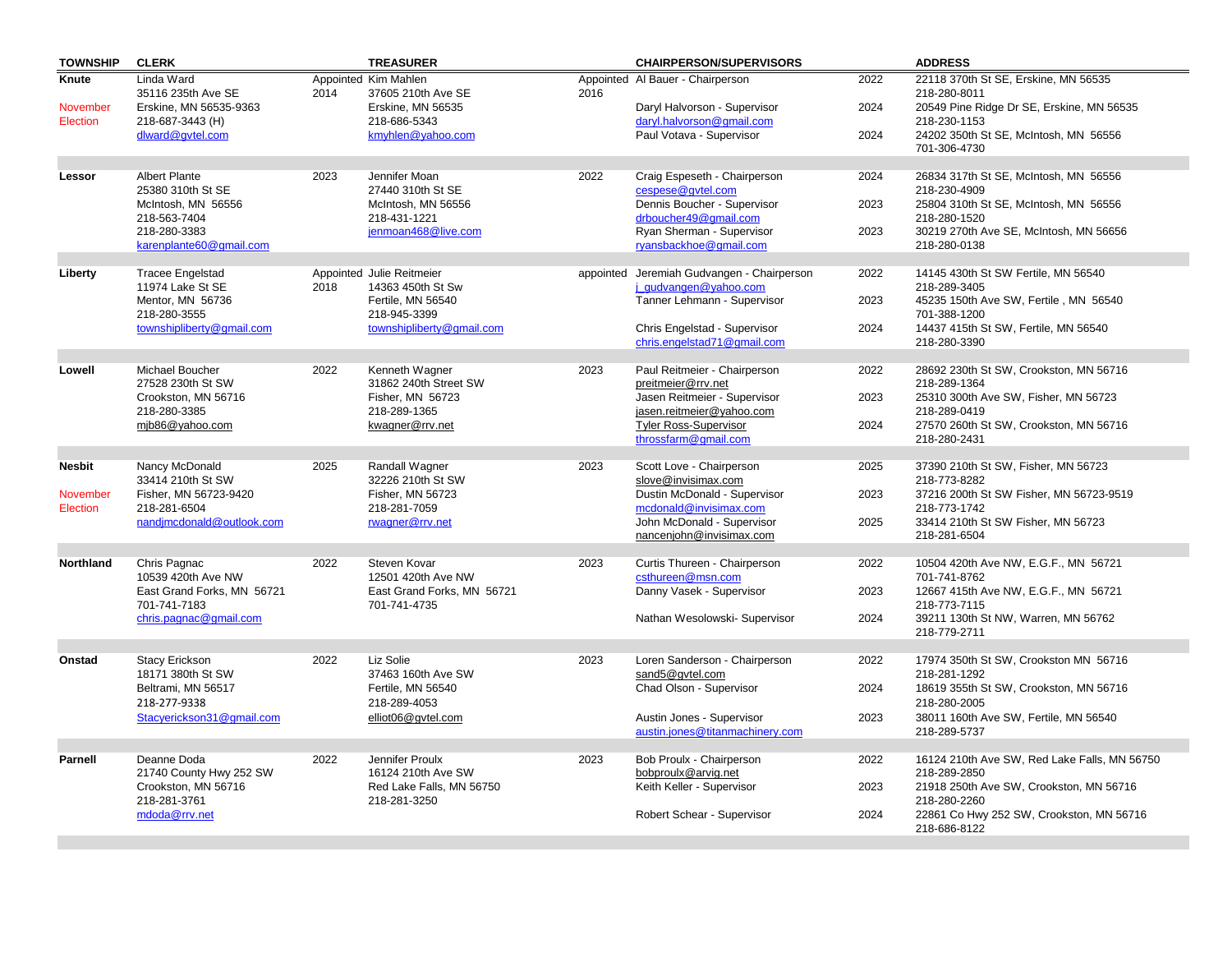| TOWNSHIP | CLERK | | TREASURER | | CHAIRPERSON/SUPERVISORS | | ADDRESS |
|---|---|---|---|---|---|---|---|
| **Knute** November Election | Linda Ward 35116 235th Ave SE Erskine, MN 56535-9363 218-687-3443 (H) dlward@gvtel.com | Appointed 2014 | Kim Mahlen 37605 210th Ave SE Erskine, MN 56535 218-686-5343 kmyhlen@yahoo.com | Appointed 2016 | Al Bauer - Chairperson | 2022 | 22118 370th St SE, Erskine, MN 56535 218-280-8011 |
| | | | | | Daryl Halvorson - Supervisor daryl.halvorson@gmail.com | 2024 | 20549 Pine Ridge Dr SE, Erskine, MN 56535 218-230-1153 |
| | | | | | Paul Votava - Supervisor | 2024 | 24202 350th St SE, McIntosh, MN 56556 701-306-4730 |
| **Lessor** | Albert Plante 25380 310th St SE McIntosh, MN 56556 218-563-7404 218-280-3383 karenplante60@gmail.com | 2023 | Jennifer Moan 27440 310th St SE McIntosh, MN 56556 218-431-1221 jenmoan468@live.com | 2022 | Craig Espeseth - Chairperson cespese@gvtel.com | 2024 | 26834 317th St SE, McIntosh, MN 56556 218-230-4909 |
| | | | | | Dennis Boucher - Supervisor drboucher49@gmail.com | 2023 | 25804 310th St SE, McIntosh, MN 56556 218-280-1520 |
| | | | | | Ryan Sherman - Supervisor ryansbackhoe@gmail.com | 2023 | 30219 270th Ave SE, McIntosh, MN 56656 218-280-0138 |
| **Liberty** | Tracee Engelstad 11974 Lake St SE Mentor, MN 56736 218-280-3555 townshipliberty@gmail.com | Appointed 2018 | Julie Reitmeier 14363 450th St Sw Fertile, MN 56540 218-945-3399 townshipliberty@gmail.com | appointed | Jeremiah Gudvangen - Chairperson j_gudvangen@yahoo.com | 2022 | 14145 430th St SW Fertile, MN 56540 218-289-3405 |
| | | | | | Tanner Lehmann - Supervisor | 2023 | 45235 150th Ave SW, Fertile , MN 56540 701-388-1200 |
| | | | | | Chris Engelstad - Supervisor chris.engelstad71@gmail.com | 2024 | 14437 415th St SW, Fertile, MN 56540 218-280-3390 |
| **Lowell** | Michael Boucher 27528 230th St SW Crookston, MN 56716 218-280-3385 mjb86@yahoo.com | 2022 | Kenneth Wagner 31862 240th Street SW Fisher, MN 56723 218-289-1365 kwagner@rrv.net | 2023 | Paul Reitmeier - Chairperson preitmeier@rrv.net | 2022 | 28692 230th St SW, Crookston, MN 56716 218-289-1364 |
| | | | | | Jasen Reitmeier - Supervisor jasen.reitmeier@yahoo.com | 2023 | 25310 300th Ave SW, Fisher, MN 56723 218-289-0419 |
| | | | | | Tyler Ross-Supervisor throssfarm@gmail.com | 2024 | 27570 260th St SW, Crookston, MN 56716 218-280-2431 |
| **Nesbit** November Election | Nancy McDonald 33414 210th St SW Fisher, MN 56723-9420 218-281-6504 nandjmcdonald@outlook.com | 2025 | Randall Wagner 32226 210th St SW Fisher, MN 56723 218-281-7059 rwagner@rrv.net | 2023 | Scott Love - Chairperson slove@invisimax.com | 2025 | 37390 210th St SW, Fisher, MN 56723 218-773-8282 |
| | | | | | Dustin McDonald - Supervisor mcdonald@invisimax.com | 2023 | 37216 200th St SW Fisher, MN 56723-9519 218-773-1742 |
| | | | | | John McDonald - Supervisor nancenjohn@invisimax.com | 2025 | 33414 210th St SW Fisher, MN 56723 218-281-6504 |
| **Northland** | Chris Pagnac 10539 420th Ave NW East Grand Forks, MN 56721 701-741-7183 chris.pagnac@gmail.com | 2022 | Steven Kovar 12501 420th Ave NW East Grand Forks, MN 56721 701-741-4735 | 2023 | Curtis Thureen - Chairperson csthureen@msn.com | 2022 | 10504 420th Ave NW, E.G.F., MN 56721 701-741-8762 |
| | | | | | Danny Vasek - Supervisor | 2023 | 12667 415th Ave NW, E.G.F., MN 56721 218-773-7115 |
| | | | | | Nathan Wesolowski- Supervisor | 2024 | 39211 130th St NW, Warren, MN 56762 218-779-2711 |
| **Onstad** | Stacy Erickson 18171 380th St SW Beltrami, MN 56517 218-277-9338 Stacyerickson31@gmail.com | 2022 | Liz Solie 37463 160th Ave SW Fertile, MN 56540 218-289-4053 elliot06@gvtel.com | 2023 | Loren Sanderson - Chairperson sand5@gvtel.com | 2022 | 17974 350th St SW, Crookston MN 56716 218-281-1292 |
| | | | | | Chad Olson - Supervisor | 2024 | 18619 355th St SW, Crookston, MN 56716 218-280-2005 |
| | | | | | Austin Jones - Supervisor austin.jones@titanmachinery.com | 2023 | 38011 160th Ave SW, Fertile, MN 56540 218-289-5737 |
| **Parnell** | Deanne Doda 21740 County Hwy 252 SW Crookston, MN 56716 218-281-3761 mdoda@rrv.net | 2022 | Jennifer Proulx 16124 210th Ave SW Red Lake Falls, MN 56750 218-281-3250 | 2023 | Bob Proulx - Chairperson bobproulx@arvig.net | 2022 | 16124 210th Ave SW, Red Lake Falls, MN 56750 218-289-2850 |
| | | | | | Keith Keller - Supervisor | 2023 | 21918 250th Ave SW, Crookston, MN 56716 218-280-2260 |
| | | | | | Robert Schear - Supervisor | 2024 | 22861 Co Hwy 252 SW, Crookston, MN 56716 218-686-8122 |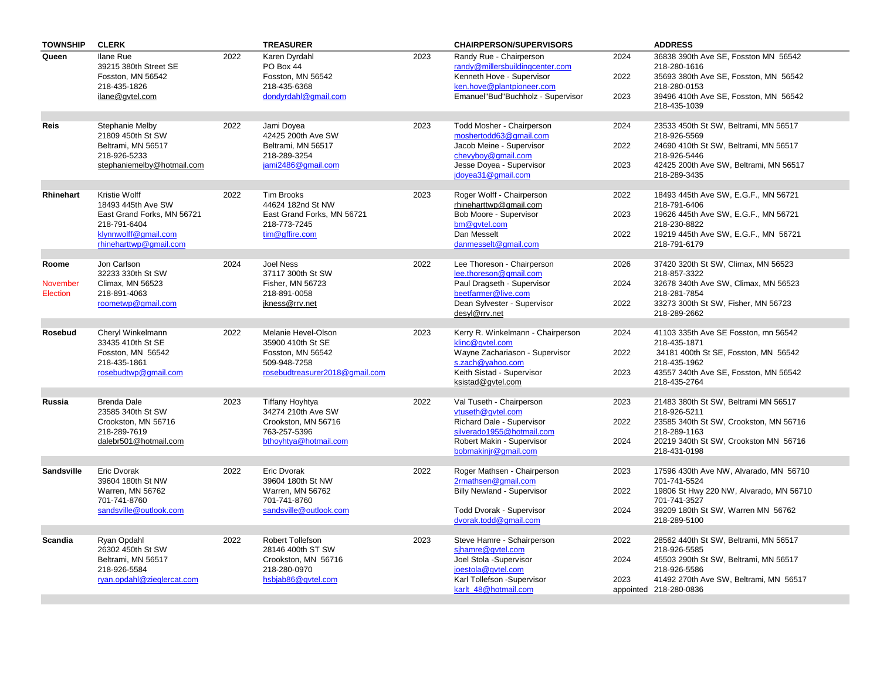| TOWNSHIP | CLERK | | TREASURER | | CHAIRPERSON/SUPERVISORS | | ADDRESS |
|---|---|---|---|---|---|---|---|
| **Queen** | Ilane Rue<br>39215 380th Street SE<br>Fosston, MN 56542<br>218-435-1826<br>ilane@gvtel.com | 2022 | Karen Dyrdahl<br>PO Box 44<br>Fosston, MN 56542<br>218-435-6368<br>dondyrdahl@gmail.com | 2023 | Randy Rue - Chairperson<br>randy@millersbuildingcenter.com | 2024 | 36838 390th Ave SE, Fosston MN 56542<br>218-280-1616 |
| | | | | | Kenneth Hove - Supervisor<br>ken.hove@plantpioneer.com | 2022 | 35693 380th Ave SE, Fosston, MN 56542<br>218-280-0153 |
| | | | | | Emanuel"Bud"Buchholz - Supervisor | 2023 | 39496 410th Ave SE, Fosston, MN 56542<br>218-435-1039 |
| **Reis** | Stephanie Melby<br>21809 450th St SW<br>Beltrami, MN 56517<br>218-926-5233<br>stephaniemelby@hotmail.com | 2022 | Jami Doyea<br>42425 200th Ave SW<br>Beltrami, MN 56517<br>218-289-3254<br>jami2486@gmail.com | 2023 | Todd Mosher - Chairperson<br>moshertodd63@gmail.com | 2024 | 23533 450th St SW, Beltrami, MN 56517<br>218-926-5569 |
| | | | | | Jacob Meine - Supervisor<br>chevyboy@gmail.com | 2022 | 24690 410th St SW, Beltrami, MN 56517<br>218-926-5446 |
| | | | | | Jesse Doyea - Supervisor<br>jdoyea31@gmail.com | 2023 | 42425 200th Ave SW, Beltrami, MN 56517<br>218-289-3435 |
| **Rhinehart** | Kristie Wolff<br>18493 445th Ave SW<br>East Grand Forks, MN 56721<br>218-791-6404<br>klynnwolff@gmail.com<br>rhineharttwp@gmail.com | 2022 | Tim Brooks<br>44624 182nd St NW<br>East Grand Forks, MN 56721<br>218-773-7245<br>tim@gffire.com | 2023 | Roger Wolff - Chairperson<br>rhineharttwp@gmail.com | 2022 | 18493 445th Ave SW, E.G.F., MN 56721<br>218-791-6406 |
| | | | | | Bob Moore - Supervisor<br>bm@gvtel.com | 2023 | 19626 445th Ave SW, E.G.F., MN 56721<br>218-230-8822 |
| | | | | | Dan Messelt<br>danmesselt@gmail.com | 2022 | 19219 445th Ave SW, E.G.F., MN 56721<br>218-791-6179 |
| **Roome**<br>November Election | Jon Carlson<br>32233 330th St SW<br>Climax, MN 56523<br>218-891-4063<br>roometwp@gmail.com | 2024 | Joel Ness<br>37117 300th St SW<br>Fisher, MN 56723<br>218-891-0058<br>jkness@rrv.net | 2022 | Lee Thoreson - Chairperson<br>lee.thoreson@gmail.com | 2026 | 37420 320th St SW, Climax, MN 56523<br>218-857-3322 |
| | | | | | Paul Dragseth - Supervisor<br>beetfarmer@live.com | 2024 | 32678 340th Ave SW, Climax, MN 56523<br>218-281-7854 |
| | | | | | Dean Sylvester - Supervisor<br>desyl@rrv.net | 2022 | 33273 300th St SW, Fisher, MN 56723<br>218-289-2662 |
| **Rosebud** | Cheryl Winkelmann<br>33435 410th St SE<br>Fosston, MN 56542<br>218-435-1861<br>rosebudtwp@gmail.com | 2022 | Melanie Hevel-Olson<br>35900 410th St SE<br>Fosston, MN 56542<br>509-948-7258<br>rosebudtreasurer2018@gmail.com | 2023 | Kerry R. Winkelmann - Chairperson<br>klinc@gvtel.com | 2024 | 41103 335th Ave SE Fosston, mn 56542<br>218-435-1871 |
| | | | | | Wayne Zachariason - Supervisor<br>s.zach@yahoo.com | 2022 | 34181 400th St SE, Fosston, MN 56542<br>218-435-1962 |
| | | | | | Keith Sistad - Supervisor<br>ksistad@gvtel.com | 2023 | 43557 340th Ave SE, Fosston, MN 56542<br>218-435-2764 |
| **Russia** | Brenda Dale<br>23585 340th St SW<br>Crookston, MN 56716<br>218-289-7619<br>dalebr501@hotmail.com | 2023 | Tiffany Hoyhtya<br>34274 210th Ave SW<br>Crookston, MN 56716<br>763-257-5396<br>bthoyhtya@hotmail.com | 2022 | Val Tuseth - Chairperson<br>vtuseth@gvtel.com | 2023 | 21483 380th St SW, Beltrami MN 56517<br>218-926-5211 |
| | | | | | Richard Dale - Supervisor<br>silverado1955@hotmail.com | 2022 | 23585 340th St SW, Crookston, MN 56716<br>218-289-1163 |
| | | | | | Robert Makin - Supervisor<br>bobmakinjr@gmail.com | 2024 | 20219 340th St SW, Crookston MN 56716<br>218-431-0198 |
| **Sandsville** | Eric Dvorak<br>39604 180th St NW<br>Warren, MN 56762<br>701-741-8760<br>sandsville@outlook.com | 2022 | Eric Dvorak<br>39604 180th St NW<br>Warren, MN 56762<br>701-741-8760<br>sandsville@outlook.com | 2022 | Roger Mathsen - Chairperson<br>2rmathsen@gmail.com | 2023 | 17596 430th Ave NW, Alvarado, MN 56710<br>701-741-5524 |
| | | | | | Billy Newland - Supervisor | 2022 | 19806 St Hwy 220 NW, Alvarado, MN 56710<br>701-741-3527 |
| | | | | | Todd Dvorak - Supervisor<br>dvorak.todd@gmail.com | 2024 | 39209 180th St SW, Warren MN 56762<br>218-289-5100 |
| **Scandia** | Ryan Opdahl<br>26302 450th St SW<br>Beltrami, MN 56517<br>218-926-5584<br>ryan.opdahl@zieglercat.com | 2022 | Robert Tollefson<br>28146 400th ST SW<br>Crookston, MN 56716<br>218-280-0970<br>hsbjab86@gvtel.com | 2023 | Steve Hamre - Schairperson<br>sjhamre@gvtel.com | 2022 | 28562 440th St SW, Beltrami, MN 56517<br>218-926-5585 |
| | | | | | Joel Stola -Supervisor<br>joestola@gvtel.com | 2024 | 45503 290th St SW, Beltrami, MN 56517<br>218-926-5586 |
| | | | | | Karl Tollefson -Supervisor<br>karlt_48@hotmail.com | 2023<br>appointed | 41492 270th Ave SW, Beltrami, MN 56517<br>218-280-0836 |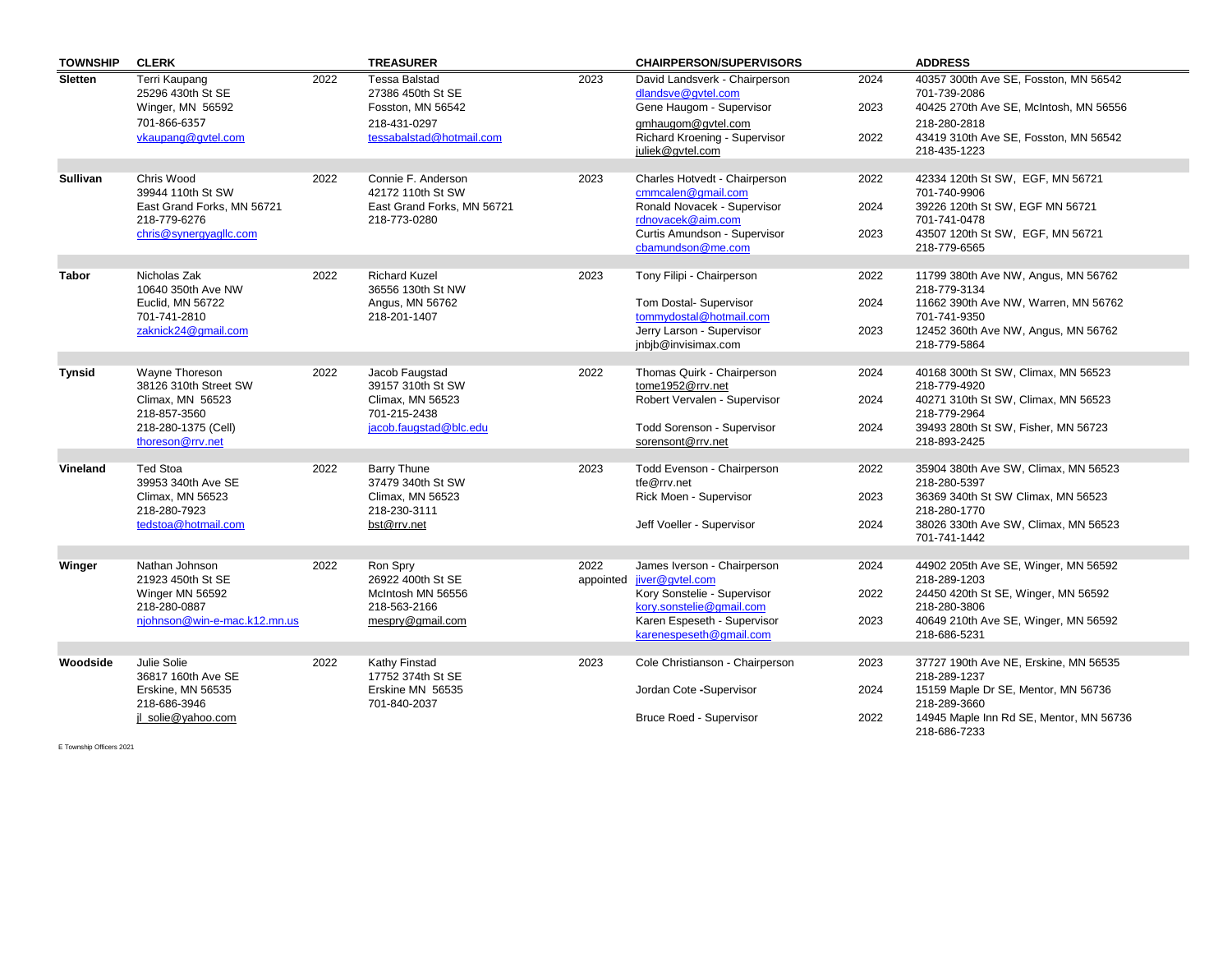| TOWNSHIP | CLERK | | TREASURER | | CHAIRPERSON/SUPERVISORS | | ADDRESS |
|---|---|---|---|---|---|---|---|
| **Sletten** | Terri Kaupang<br>25296 430th St SE<br>Winger, MN 56592<br>701-866-6357<br>vkaupang@gvtel.com | 2022 | Tessa Balstad<br>27386 450th St SE<br>Fosston, MN 56542<br>218-431-0297<br>tessabalstad@hotmail.com | 2023 | David Landsverk - Chairperson<br>dlandsve@gvtel.com | 2024 | 40357 300th Ave SE, Fosston, MN 56542<br>701-739-2086 |
| | | | | | Gene Haugom - Supervisor<br>gmhaugom@gvtel.com | 2023 | 40425 270th Ave SE, McIntosh, MN 56556<br>218-280-2818 |
| | | | | | Richard Kroening - Supervisor<br>juliek@gvtel.com | 2022 | 43419 310th Ave SE, Fosston, MN 56542<br>218-435-1223 |
| **Sullivan** | Chris Wood<br>39944 110th St SW<br>East Grand Forks, MN 56721<br>218-779-6276<br>chris@synergyagllc.com | 2022 | Connie F. Anderson<br>42172 110th St SW<br>East Grand Forks, MN 56721<br>218-773-0280 | 2023 | Charles Hotvedt - Chairperson<br>cmmcalen@gmail.com | 2022 | 42334 120th St SW, EGF, MN 56721<br>701-740-9906 |
| | | | | | Ronald Novacek - Supervisor<br>rdnovacek@aim.com | 2024 | 39226 120th St SW, EGF MN 56721<br>701-741-0478 |
| | | | | | Curtis Amundson - Supervisor<br>cbamundson@me.com | 2023 | 43507 120th St SW, EGF, MN 56721<br>218-779-6565 |
| **Tabor** | Nicholas Zak<br>10640 350th Ave NW<br>Euclid, MN 56722<br>701-741-2810<br>zaknick24@gmail.com | 2022 | Richard Kuzel<br>36556 130th St NW<br>Angus, MN 56762<br>218-201-1407 | 2023 | Tony Filipi - Chairperson | 2022 | 11799 380th Ave NW, Angus, MN 56762<br>218-779-3134 |
| | | | | | Tom Dostal- Supervisor<br>tommydostal@hotmail.com | 2024 | 11662 390th Ave NW, Warren, MN 56762<br>701-741-9350 |
| | | | | | Jerry Larson - Supervisor<br>jnbjb@invisimax.com | 2023 | 12452 360th Ave NW, Angus, MN 56762<br>218-779-5864 |
| **Tynsid** | Wayne Thoreson<br>38126 310th Street SW<br>Climax, MN 56523<br>218-857-3560<br>218-280-1375 (Cell)<br>thoreson@rrv.net | 2022 | Jacob Faugstad<br>39157 310th St SW<br>Climax, MN 56523<br>701-215-2438<br>jacob.faugstad@blc.edu | 2022 | Thomas Quirk - Chairperson<br>tome1952@rrv.net | 2024 | 40168 300th St SW, Climax, MN 56523<br>218-779-4920 |
| | | | | | Robert Vervalen - Supervisor | 2024 | 40271 310th St SW, Climax, MN 56523<br>218-779-2964 |
| | | | | | Todd Sorenson - Supervisor<br>sorensont@rrv.net | 2024 | 39493 280th St SW, Fisher, MN 56723<br>218-893-2425 |
| **Vineland** | Ted Stoa<br>39953 340th Ave SE<br>Climax, MN 56523<br>218-280-7923<br>tedstoa@hotmail.com | 2022 | Barry Thune<br>37479 340th St SW<br>Climax, MN 56523<br>218-230-3111<br>bst@rrv.net | 2023 | Todd Evenson - Chairperson<br>tfe@rrv.net | 2022 | 35904 380th Ave SW, Climax, MN 56523<br>218-280-5397 |
| | | | | | Rick Moen - Supervisor | 2023 | 36369 340th St SW Climax, MN 56523<br>218-280-1770 |
| | | | | | Jeff Voeller - Supervisor | 2024 | 38026 330th Ave SW, Climax, MN 56523<br>701-741-1442 |
| **Winger** | Nathan Johnson<br>21923 450th St SE<br>Winger MN 56592<br>218-280-0887<br>njohnson@win-e-mac.k12.mn.us | 2022 | Ron Spry<br>26922 400th St SE<br>McIntosh MN 56556<br>218-563-2166<br>mespry@gmail.com | 2022 appointed | James Iverson - Chairperson<br>jiver@gvtel.com | 2024 | 44902 205th Ave SE, Winger, MN 56592<br>218-289-1203 |
| | | | | | Kory Sonstelie - Supervisor<br>kory.sonstelie@gmail.com | 2022 | 24450 420th St SE, Winger, MN 56592<br>218-280-3806 |
| | | | | | Karen Espeseth - Supervisor<br>karenespeseth@gmail.com | 2023 | 40649 210th Ave SE, Winger, MN 56592<br>218-686-5231 |
| **Woodside** | Julie Solie<br>36817 160th Ave SE<br>Erskine, MN 56535<br>218-686-3946<br>jl_solie@yahoo.com | 2022 | Kathy Finstad<br>17752 374th St SE<br>Erskine MN 56535<br>701-840-2037 | 2023 | Cole Christianson - Chairperson | 2023 | 37727 190th Ave NE, Erskine, MN 56535<br>218-289-1237 |
| | | | | | Jordan Cote -Supervisor | 2024 | 15159 Maple Dr SE, Mentor, MN 56736<br>218-289-3660 |
| | | | | | Bruce Roed - Supervisor | 2022 | 14945 Maple Inn Rd SE, Mentor, MN 56736<br>218-686-7233 |

E Township Officers 2021